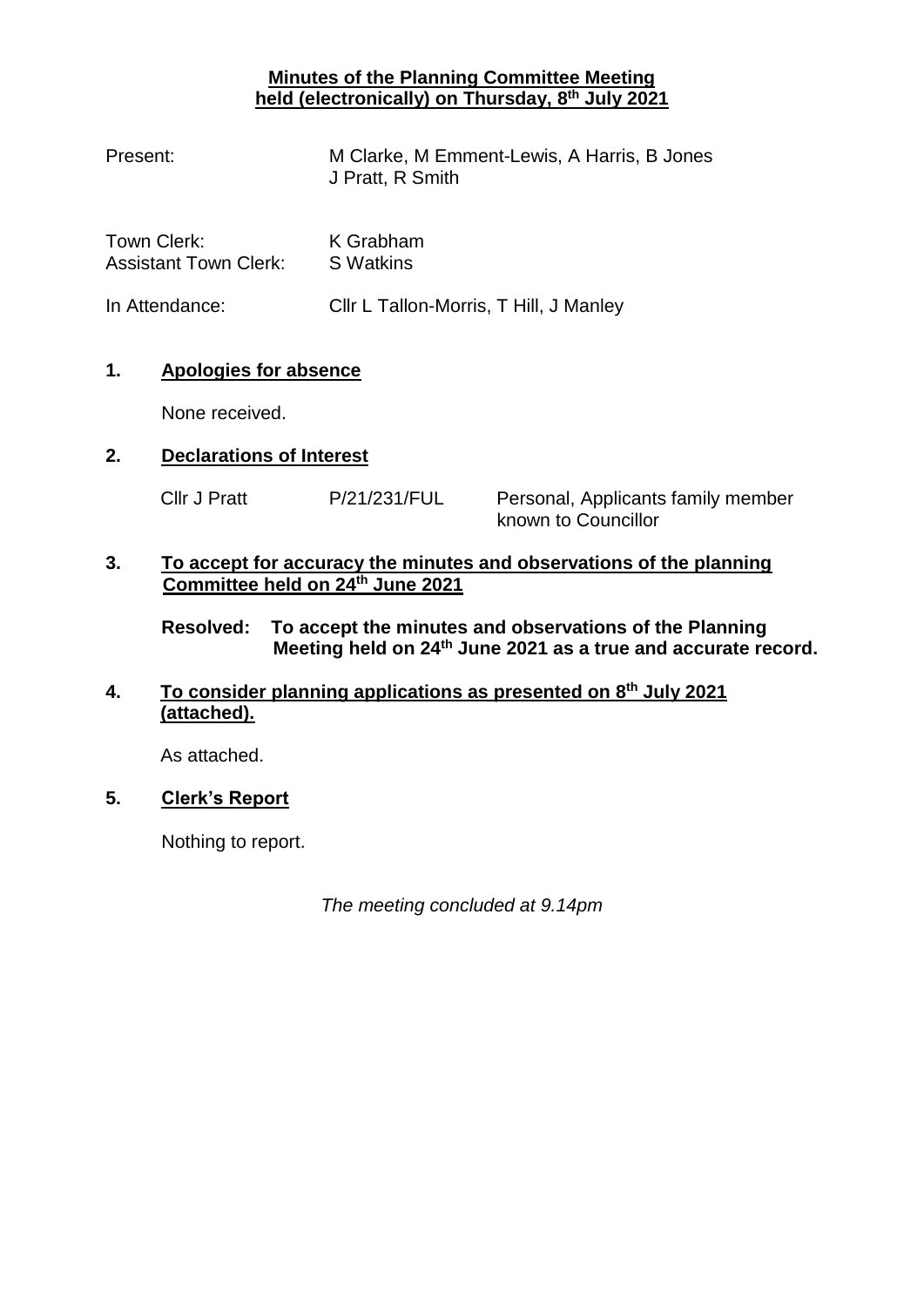# Minutes of the Planning Committee Meeting held (electronically) on Thursday, 8th July 2021

| | |
|---|---|
| Present: | M Clarke, M Emment-Lewis, A Harris, B Jones J Pratt, R Smith |
| Town Clerk: | K Grabham |
| Assistant Town Clerk: | S Watkins |
| In Attendance: | Cllr L Tallon-Morris, T Hill, J Manley |

## 1. Apologies for absence

None received.

## 2. Declarations of Interest

| | | |
|---|---|---|
| Cllr J Pratt | P/21/231/FUL | Personal, Applicants family member known to Councillor |

## 3. To accept for accuracy the minutes and observations of the planning Committee held on 24th June 2021

**Resolved: To accept the minutes and observations of the Planning Meeting held on 24th June 2021 as a true and accurate record.**

## 4. To consider planning applications as presented on 8th July 2021 (attached).

As attached.

## 5. Clerk's Report

Nothing to report.

*The meeting concluded at 9.14pm*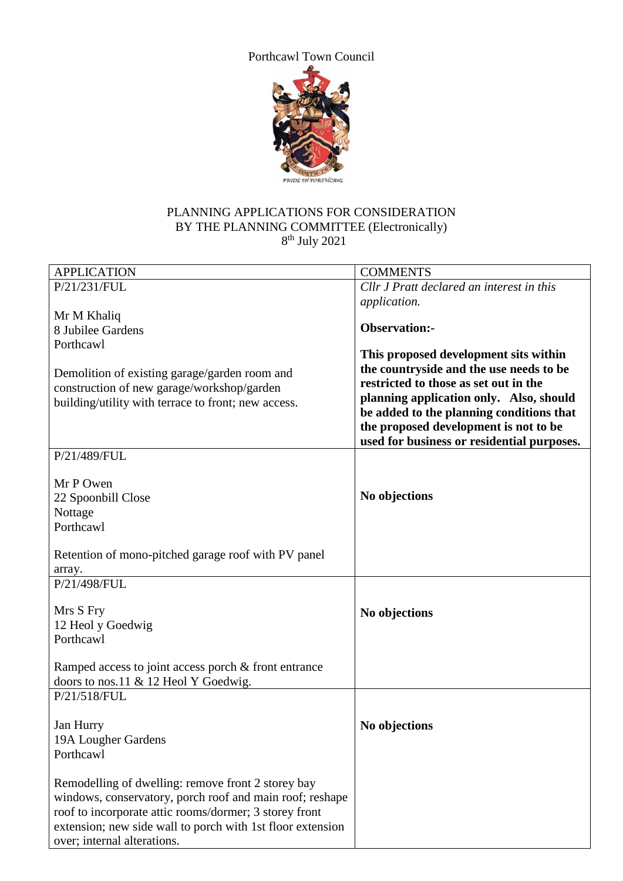Porthcawl Town Council

PLANNING APPLICATIONS FOR CONSIDERATION
BY THE PLANNING COMMITTEE (Electronically)
8th July 2021

| APPLICATION | COMMENTS |
|---|---|
| P/21/231/FUL<br><br>Mr M Khaliq<br>8 Jubilee Gardens<br>Porthcawl<br><br>Demolition of existing garage/garden room and construction of new garage/workshop/garden building/utility with terrace to front; new access. | *Cllr J Pratt declared an interest in this application.*<br><br>**Observation:-**<br><br>**This proposed development sits within the countryside and the use needs to be restricted to those as set out in the planning application only. Also, should be added to the planning conditions that the proposed development is not to be used for business or residential purposes.** |
| P/21/489/FUL<br><br>Mr P Owen<br>22 Spoonbill Close<br>Nottage<br>Porthcawl<br><br>Retention of mono-pitched garage roof with PV panel array. | **No objections** |
| P/21/498/FUL<br><br>Mrs S Fry<br>12 Heol y Goedwig<br>Porthcawl<br><br>Ramped access to joint access porch & front entrance doors to nos.11 & 12 Heol Y Goedwig. | **No objections** |
| P/21/518/FUL<br><br>Jan Hurry<br>19A Lougher Gardens<br>Porthcawl<br><br>Remodelling of dwelling: remove front 2 storey bay windows, conservatory, porch roof and main roof; reshape roof to incorporate attic rooms/dormer; 3 storey front extension; new side wall to porch with 1st floor extension over; internal alterations. | **No objections** |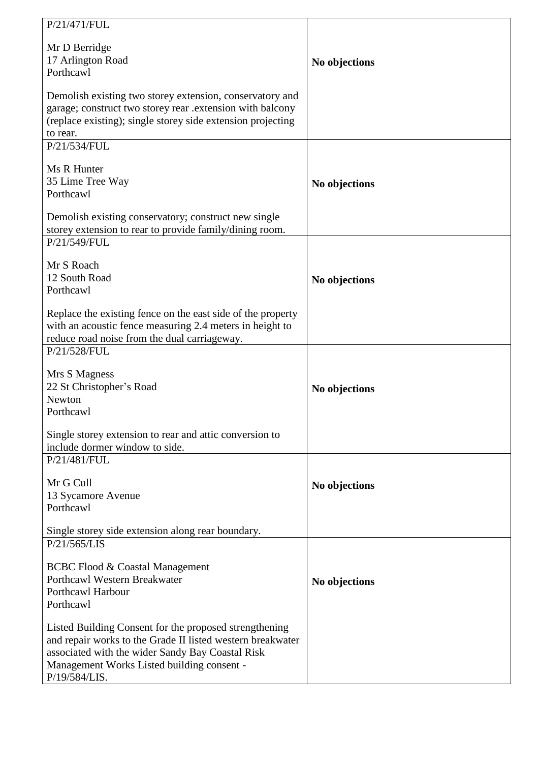| | |
|---|---|
| P/21/471/FUL<br><br>Mr D Berridge<br>17 Arlington Road<br>Porthcawl<br><br>Demolish existing two storey extension, conservatory and garage; construct two storey rear .extension with balcony (replace existing); single storey side extension projecting to rear. | **No objections** |
| P/21/534/FUL<br><br>Ms R Hunter<br>35 Lime Tree Way<br>Porthcawl<br><br>Demolish existing conservatory; construct new single storey extension to rear to provide family/dining room. | **No objections** |
| P/21/549/FUL<br><br>Mr S Roach<br>12 South Road<br>Porthcawl<br><br>Replace the existing fence on the east side of the property with an acoustic fence measuring 2.4 meters in height to reduce road noise from the dual carriageway. | **No objections** |
| P/21/528/FUL<br><br>Mrs S Magness<br>22 St Christopher's Road<br>Newton<br>Porthcawl<br><br>Single storey extension to rear and attic conversion to include dormer window to side. | **No objections** |
| P/21/481/FUL<br><br>Mr G Cull<br>13 Sycamore Avenue<br>Porthcawl<br><br>Single storey side extension along rear boundary. | **No objections** |
| P/21/565/LIS<br><br>BCBC Flood & Coastal Management<br>Porthcawl Western Breakwater<br>Porthcawl Harbour<br>Porthcawl<br><br>Listed Building Consent for the proposed strengthening and repair works to the Grade II listed western breakwater associated with the wider Sandy Bay Coastal Risk Management Works Listed building consent - P/19/584/LIS. | **No objections** |